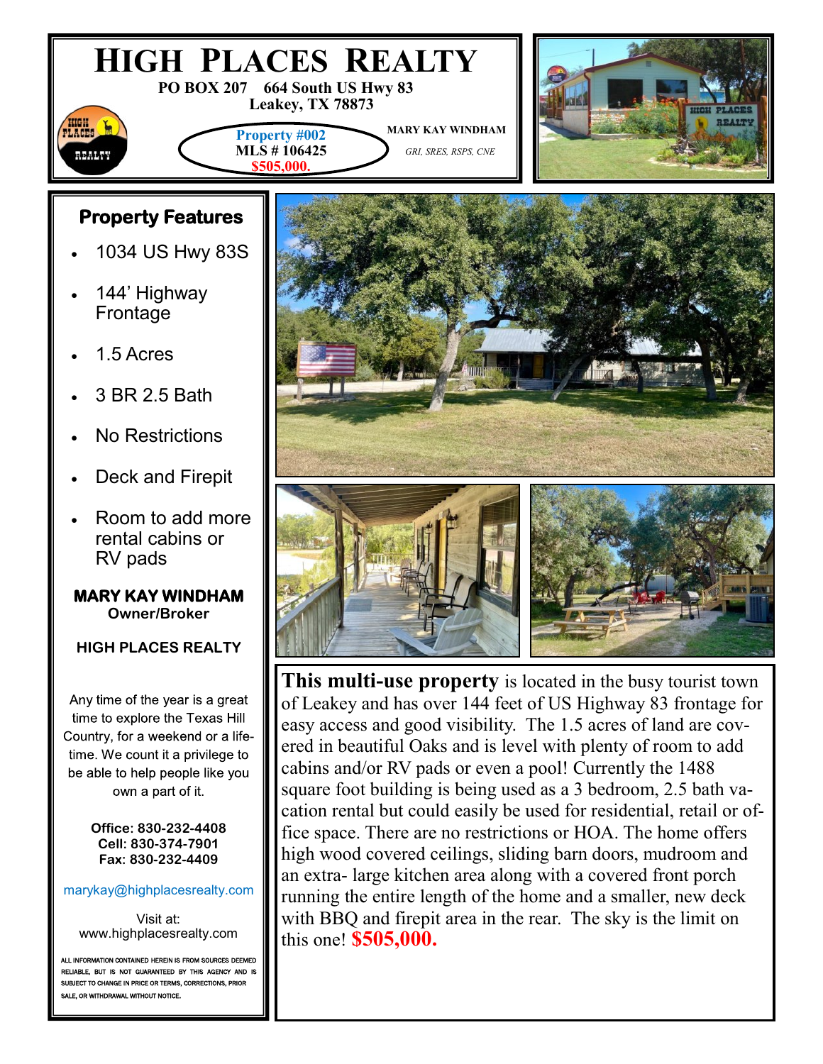# High Places Realty

**PO BOX 207 664 South US Hwy 83**
**Leakey, TX 78873**

**Property #002**
**MLS # 106425**
**$505,000.**

**MARY KAY WINDHAM**
*GRI, SRES, RSPS, CNE*

## Property Features

- 1034 US Hwy 83S
- 144' Highway Frontage
- 1.5 Acres
- 3 BR 2.5 Bath
- No Restrictions
- Deck and Firepit
- Room to add more rental cabins or RV pads

**MARY KAY WINDHAM**
**Owner/Broker**

**HIGH PLACES REALTY**

Any time of the year is a great time to explore the Texas Hill Country, for a weekend or a lifetime. We count it a privilege to be able to help people like you own a part of it.

**Office: 830-232-4408**
**Cell: 830-374-7901**
**Fax: 830-232-4409**

marykay@highplacesrealty.com

Visit at:
www.highplacesrealty.com

ALL INFORMATION CONTAINED HEREIN IS FROM SOURCES DEEMED RELIABLE, BUT IS NOT GUARANTEED BY THIS AGENCY AND IS SUBJECT TO CHANGE IN PRICE OR TERMS, CORRECTIONS, PRIOR SALE, OR WITHDRAWAL WITHOUT NOTICE.

**This multi-use property** is located in the busy tourist town of Leakey and has over 144 feet of US Highway 83 frontage for easy access and good visibility. The 1.5 acres of land are covered in beautiful Oaks and is level with plenty of room to add cabins and/or RV pads or even a pool! Currently the 1488 square foot building is being used as a 3 bedroom, 2.5 bath vacation rental but could easily be used for residential, retail or office space. There are no restrictions or HOA. The home offers high wood covered ceilings, sliding barn doors, mudroom and an extra- large kitchen area along with a covered front porch running the entire length of the home and a smaller, new deck with BBQ and firepit area in the rear. The sky is the limit on this one! **$505,000.**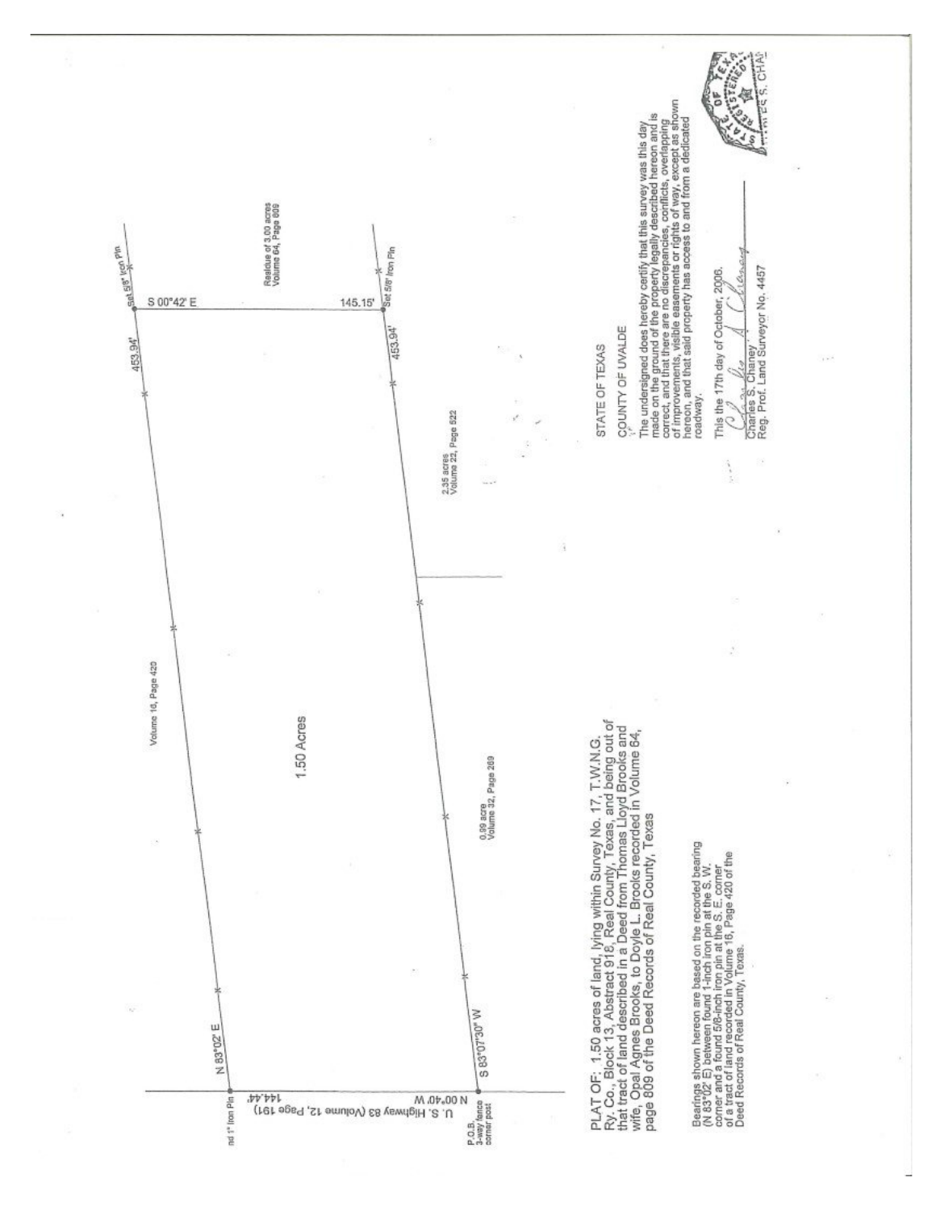Volume 16, Page 420

1.50 Acres

N 83°02' E

453.94'

S 00°42' E

Set 5/8" Iron Pin

Residue of 3.00 acres
Volume 64, Page 809

145.15'

Set 5/8" Iron Pin

453.94'

2.35 acres
Volume 22, Page 522

0.99 acre
Volume 32, Page 269

S 83°07'30" W

nd 1" Iron Pin

144.44'

N 00°40' W

U. S. Highway 83 (Volume 12, Page 191)

P.O.B.
3-way fence
corner post

PLAT OF: 1.50 acres of land, lying within Survey No. 17, T.W.N.G. Ry. Co., Block 13, Abstract 918, Real County, Texas, and being out of that tract of land described in a Deed from Thomas Lloyd Brooks and wife, Opal Agnes Brooks, to Doyle L. Brooks recorded in Volume 64, page 809 of the Deed Records of Real County, Texas

Bearings shown hereon are based on the recorded bearing (N 83°02' E) between found 1-inch iron pin at the S. W. corner and a found 5/8-inch iron pin at the S. E. corner of a tract of land recorded in Volume 16, Page 420 of the Deed Records of Real County, Texas.

STATE OF TEXAS

COUNTY OF UVALDE

The undersigned does hereby certify that this survey was this day made on the ground of the property legally described hereon and is correct, and that there are no discrepancies, conflicts, overlapping of improvements, visible easements or rights of way, except as shown hereon, and that said property has access to and from a dedicated roadway.

This the 17th day of October, 2006.

Charles S. Chaney
Reg. Prof. Land Surveyor No. 4457